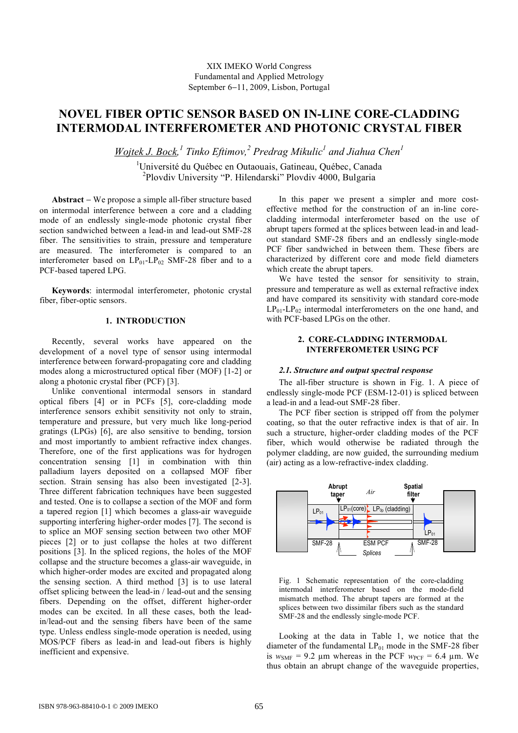XIX IMEKO World Congress
Fundamental and Applied Metrology
September 6−11, 2009, Lisbon, Portugal

# NOVEL FIBER OPTIC SENSOR BASED ON IN-LINE CORE-CLADDING INTERMODAL INTERFEROMETER AND PHOTONIC CRYSTAL FIBER

*Wojtek J. Bock,[1] Tinko Eftimov,[2] Predrag Mikulic[1] and Jiahua Chen[1]*

[1]Université du Québec en Outaouais, Gatineau, Québec, Canada
[2]Plovdiv University "P. Hilendarski" Plovdiv 4000, Bulgaria

**Abstract** − We propose a simple all-fiber structure based on intermodal interference between a core and a cladding mode of an endlessly single-mode photonic crystal fiber section sandwiched between a lead-in and lead-out SMF-28 fiber. The sensitivities to strain, pressure and temperature are measured. The interferometer is compared to an interferometer based on $LP_{01}$-$LP_{02}$ SMF-28 fiber and to a PCF-based tapered LPG.

**Keywords**: intermodal interferometer, photonic crystal fiber, fiber-optic sensors.

## 1. INTRODUCTION

Recently, several works have appeared on the development of a novel type of sensor using intermodal interference between forward-propagating core and cladding modes along a microstructured optical fiber (MOF) [1-2] or along a photonic crystal fiber (PCF) [3].

Unlike conventional intermodal sensors in standard optical fibers [4] or in PCFs [5], core-cladding mode interference sensors exhibit sensitivity not only to strain, temperature and pressure, but very much like long-period gratings (LPGs) [6], are also sensitive to bending, torsion and most importantly to ambient refractive index changes. Therefore, one of the first applications was for hydrogen concentration sensing [1] in combination with thin palladium layers deposited on a collapsed MOF fiber section. Strain sensing has also been investigated [2-3]. Three different fabrication techniques have been suggested and tested. One is to collapse a section of the MOF and form a tapered region [1] which becomes a glass-air waveguide supporting interfering higher-order modes [7]. The second is to splice an MOF sensing section between two other MOF pieces [2] or to just collapse the holes at two different positions [3]. In the spliced regions, the holes of the MOF collapse and the structure becomes a glass-air waveguide, in which higher-order modes are excited and propagated along the sensing section. A third method [3] is to use lateral offset splicing between the lead-in / lead-out and the sensing fibers. Depending on the offset, different higher-order modes can be excited. In all these cases, both the lead-in/lead-out and the sensing fibers have been of the same type. Unless endless single-mode operation is needed, using MOS/PCF fibers as lead-in and lead-out fibers is highly inefficient and expensive.

In this paper we present a simpler and more cost-effective method for the construction of an in-line core-cladding intermodal interferometer based on the use of abrupt tapers formed at the splices between lead-in and lead-out standard SMF-28 fibers and an endlessly single-mode PCF fiber sandwiched in between them. These fibers are characterized by different core and mode field diameters which create the abrupt tapers.

We have tested the sensor for sensitivity to strain, pressure and temperature as well as external refractive index and have compared its sensitivity with standard core-mode $LP_{01}$-$LP_{02}$ intermodal interferometers on the one hand, and with PCF-based LPGs on the other.

## 2. CORE-CLADDING INTERMODAL INTERFEROMETER USING PCF

### 2.1. Structure and output spectral response

The all-fiber structure is shown in Fig. 1. A piece of endlessly single-mode PCF (ESM-12-01) is spliced between a lead-in and a lead-out SMF-28 fiber.

The PCF fiber section is stripped off from the polymer coating, so that the outer refractive index is that of air. In such a structure, higher-order cladding modes of the PCF fiber, which would otherwise be radiated through the polymer cladding, are now guided, the surrounding medium (air) acting as a low-refractive-index cladding.

Fig. 1 Schematic representation of the core-cladding intermodal interferometer based on the mode-field mismatch method. The abrupt tapers are formed at the splices between two dissimilar fibers such as the standard SMF-28 and the endlessly single-mode PCF.

Looking at the data in Table 1, we notice that the diameter of the fundamental $LP_{01}$ mode in the SMF-28 fiber is $w_{SMF}$ = 9.2 µm whereas in the PCF $w_{PCF}$ = 6.4 µm. We thus obtain an abrupt change of the waveguide properties,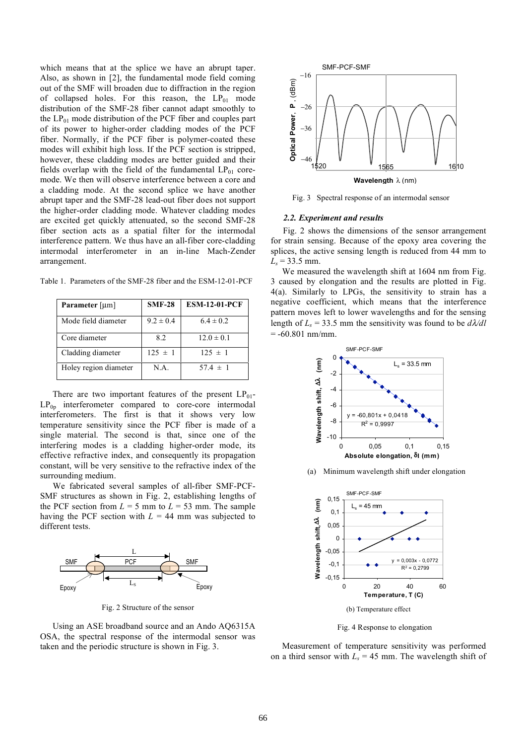which means that at the splice we have an abrupt taper. Also, as shown in [2], the fundamental mode field coming out of the SMF will broaden due to diffraction in the region of collapsed holes. For this reason, the $LP_{01}$ mode distribution of the SMF-28 fiber cannot adapt smoothly to the $LP_{01}$ mode distribution of the PCF fiber and couples part of its power to higher-order cladding modes of the PCF fiber. Normally, if the PCF fiber is polymer-coated these modes will exhibit high loss. If the PCF section is stripped, however, these cladding modes are better guided and their fields overlap with the field of the fundamental $LP_{01}$ core-mode. We then will observe interference between a core and a cladding mode. At the second splice we have another abrupt taper and the SMF-28 lead-out fiber does not support the higher-order cladding mode. Whatever cladding modes are excited get quickly attenuated, so the second SMF-28 fiber section acts as a spatial filter for the intermodal interference pattern. We thus have an all-fiber core-cladding intermodal interferometer in an in-line Mach-Zender arrangement.

Table 1. Parameters of the SMF-28 fiber and the ESM-12-01-PCF

| **Parameter** [µm] | **SMF-28** | **ESM-12-01-PCF** |
|---|---|---|
| Mode field diameter | 9.2 ± 0.4 | 6.4 ± 0.2 |
| Core diameter | 8.2 | 12.0 ± 0.1 |
| Cladding diameter | 125 ± 1 | 125 ± 1 |
| Holey region diameter | N.A. | 57.4 ± 1 |

There are two important features of the present $LP_{01}$-$LP_{0p}$ interferometer compared to core-core intermodal interferometers. The first is that it shows very low temperature sensitivity since the PCF fiber is made of a single material. The second is that, since one of the interfering modes is a cladding higher-order mode, its effective refractive index, and consequently its propagation constant, will be very sensitive to the refractive index of the surrounding medium.

We fabricated several samples of all-fiber SMF-PCF-SMF structures as shown in Fig. 2, establishing lengths of the PCF section from $L$ = 5 mm to $L$ = 53 mm. The sample having the PCF section with $L$ = 44 mm was subjected to different tests.

Fig. 2 Structure of the sensor

Using an ASE broadband source and an Ando AQ6315A OSA, the spectral response of the intermodal sensor was taken and the periodic structure is shown in Fig. 3.

Fig. 3 Spectral response of an intermodal sensor

### *2.2. Experiment and results*

Fig. 2 shows the dimensions of the sensor arrangement for strain sensing. Because of the epoxy area covering the splices, the active sensing length is reduced from 44 mm to $L_s$ = 33.5 mm.

We measured the wavelength shift at 1604 nm from Fig. 3 caused by elongation and the results are plotted in Fig. 4(a). Similarly to LPGs, the sensitivity to strain has a negative coefficient, which means that the interference pattern moves left to lower wavelengths and for the sensing length of $L_s$ = 33.5 mm the sensitivity was found to be $d\lambda/dl$ = -60.801 nm/mm.

(a) Minimum wavelength shift under elongation

(b) Temperature effect

Fig. 4 Response to elongation

Measurement of temperature sensitivity was performed on a third sensor with $L_s$ = 45 mm. The wavelength shift of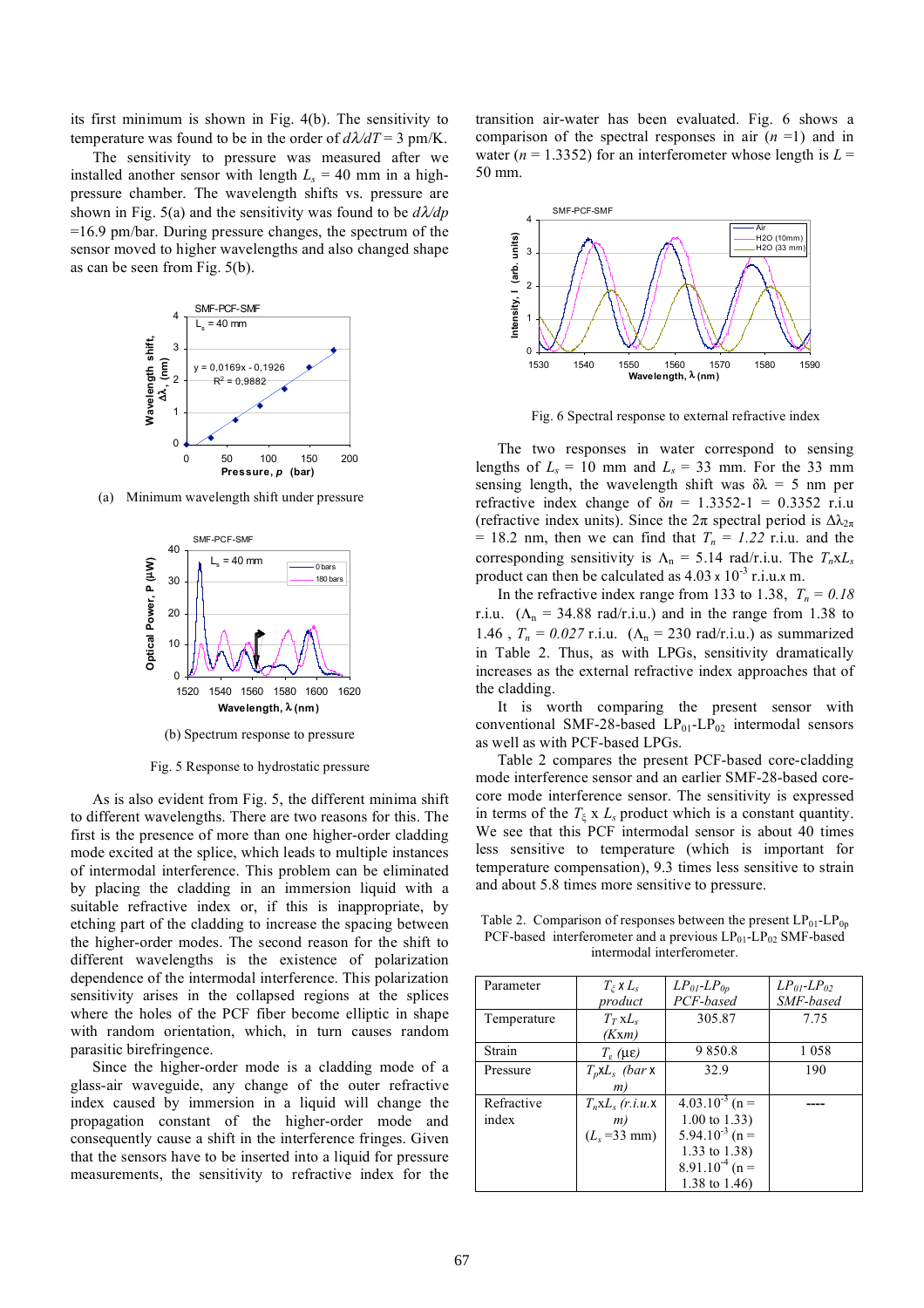its first minimum is shown in Fig. 4(b). The sensitivity to temperature was found to be in the order of $d\lambda/dT = 3$ pm/K.

The sensitivity to pressure was measured after we installed another sensor with length $L_s$ = 40 mm in a high-pressure chamber. The wavelength shifts vs. pressure are shown in Fig. 5(a) and the sensitivity was found to be $d\lambda/dp$ =16.9 pm/bar. During pressure changes, the spectrum of the sensor moved to higher wavelengths and also changed shape as can be seen from Fig. 5(b).

(a) Minimum wavelength shift under pressure

(b) Spectrum response to pressure

Fig. 5 Response to hydrostatic pressure

As is also evident from Fig. 5, the different minima shift to different wavelengths. There are two reasons for this. The first is the presence of more than one higher-order cladding mode excited at the splice, which leads to multiple instances of intermodal interference. This problem can be eliminated by placing the cladding in an immersion liquid with a suitable refractive index or, if this is inappropriate, by etching part of the cladding to increase the spacing between the higher-order modes. The second reason for the shift to different wavelengths is the existence of polarization dependence of the intermodal interference. This polarization sensitivity arises in the collapsed regions at the splices where the holes of the PCF fiber become elliptic in shape with random orientation, which, in turn causes random parasitic birefringence.

Since the higher-order mode is a cladding mode of a glass-air waveguide, any change of the outer refractive index caused by immersion in a liquid will change the propagation constant of the higher-order mode and consequently cause a shift in the interference fringes. Given that the sensors have to be inserted into a liquid for pressure measurements, the sensitivity to refractive index for the transition air-water has been evaluated. Fig. 6 shows a comparison of the spectral responses in air ($n$ =1) and in water ($n$ = 1.3352) for an interferometer whose length is $L$ = 50 mm.

Fig. 6 Spectral response to external refractive index

The two responses in water correspond to sensing lengths of $L_s$ = 10 mm and $L_s$ = 33 mm. For the 33 mm sensing length, the wavelength shift was $\delta\lambda$ = 5 nm per refractive index change of $\delta n$ = 1.3352-1 = 0.3352 r.i.u (refractive index units). Since the $2\pi$ spectral period is $\Delta\lambda_{2\pi}$ = 18.2 nm, then we can find that $T_n$ = *1.22* r.i.u. and the corresponding sensitivity is $\Lambda_n$ = 5.14 rad/r.i.u. The $T_n$x$L_s$ product can then be calculated as 4.03 x $10^{-3}$ r.i.u.x m.

In the refractive index range from 133 to 1.38, $T_n = 0.18$ r.i.u. ($\Lambda_n$ = 34.88 rad/r.i.u.) and in the range from 1.38 to 1.46 , $T_n = 0.027$ r.i.u. ($\Lambda_n$ = 230 rad/r.i.u.) as summarized in Table 2. Thus, as with LPGs, sensitivity dramatically increases as the external refractive index approaches that of the cladding.

It is worth comparing the present sensor with conventional SMF-28-based $LP_{01}$-$LP_{02}$ intermodal sensors as well as with PCF-based LPGs.

Table 2 compares the present PCF-based core-cladding mode interference sensor and an earlier SMF-28-based core-core mode interference sensor. The sensitivity is expressed in terms of the $T_\xi$ x $L_s$ product which is a constant quantity. We see that this PCF intermodal sensor is about 40 times less sensitive to temperature (which is important for temperature compensation), 9.3 times less sensitive to strain and about 5.8 times more sensitive to pressure.

Table 2. Comparison of responses between the present $LP_{01}$-$LP_{0p}$ PCF-based interferometer and a previous $LP_{01}$-$LP_{02}$ SMF-based intermodal interferometer.

| Parameter | $T_\xi$ x $L_s$ *product* | *$LP_{01}$-$LP_{0p}$ PCF-based* | *$LP_{01}$-$LP_{02}$ SMF-based* |
|---|---|---|---|
| Temperature | $T_T$ x$L_s$ *(K*x*m)* | 305.87 | 7.75 |
| Strain | $T_\varepsilon$ *(με)* | 9 850.8 | 1 058 |
| Pressure | $T_p$x$L_s$ *(bar* x *m)* | 32.9 | 190 |
| Refractive index | $T_n$x$L_s$ *(r.i.u.*x *m)* ($L_s$ =33 mm) | 4.03.$10^{-3}$ (n = 1.00 to 1.33) 5.94.$10^{-3}$ (n = 1.33 to 1.38) 8.91.$10^{-4}$ (n = 1.38 to 1.46) | ---- |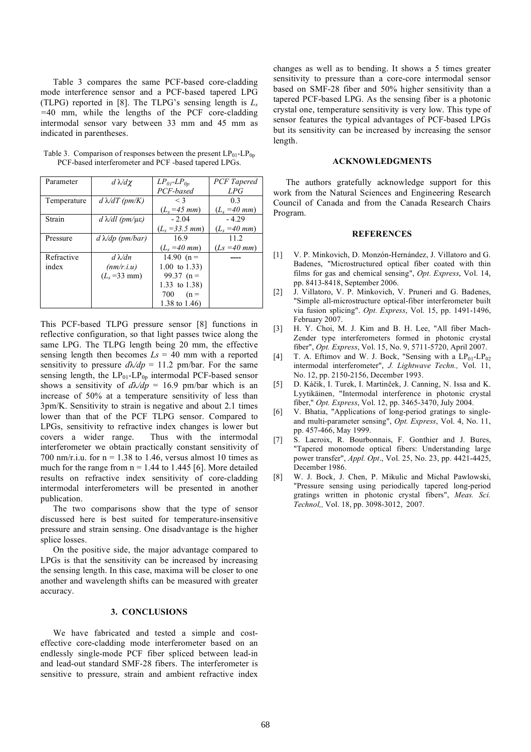Table 3 compares the same PCF-based core-cladding mode interference sensor and a PCF-based tapered LPG (TLPG) reported in [8]. The TLPG's sensing length is $L_s$ =40 mm, while the lengths of the PCF core-cladding intermodal sensor vary between 33 mm and 45 mm as indicated in parentheses.

Table 3. Comparison of responses between the present $LP_{01}$-$LP_{0p}$ PCF-based interferometer and PCF -based tapered LPGs.

| Parameter | $d\lambda/d\chi$ | $LP_{01}$-$LP_{0p}$ PCF-based | PCF Tapered LPG |
|---|---|---|---|
| Temperature | $d\lambda/dT$ *(pm/K)* | < 3 ($L_s$ =45 mm) | 0.3 ($L_s$ =40 mm) |
| Strain | $d\lambda/dl$ *(pm/με)* | - 2.04 ($L_s$ =33.5 mm) | - 4.29 ($L_s$ =40 mm) |
| Pressure | $d\lambda/dp$ *(pm/bar)* | 16.9 ($L_s$ =40 mm) | 11.2 ($Ls$ =40 mm) |
| Refractive index | $d\lambda/dn$ *(nm/r.i.u)* ($L_s$ =33 mm) | 14.90 (n = 1.00 to 1.33) 99.37 (n = 1.33 to 1.38) 700 (n = 1.38 to 1.46) | ---- |

This PCF-based TLPG pressure sensor [8] functions in reflective configuration, so that light passes twice along the same LPG. The TLPG length being 20 mm, the effective sensing length then becomes $Ls$ = 40 mm with a reported sensitivity to pressure $d\lambda/dp$ = 11.2 pm/bar. For the same sensing length, the $LP_{01}$-$LP_{0p}$ intermodal PCF-based sensor shows a sensitivity of $d\lambda/dp$ = 16.9 pm/bar which is an increase of 50% at a temperature sensitivity of less than 3pm/K. Sensitivity to strain is negative and about 2.1 times lower than that of the PCF TLPG sensor. Compared to LPGs, sensitivity to refractive index changes is lower but covers a wider range. Thus with the intermodal interferometer we obtain practically constant sensitivity of 700 nm/r.i.u. for n = 1.38 to 1.46, versus almost 10 times as much for the range from n = 1.44 to 1.445 [6]. More detailed results on refractive index sensitivity of core-cladding intermodal interferometers will be presented in another publication.

The two comparisons show that the type of sensor discussed here is best suited for temperature-insensitive pressure and strain sensing. One disadvantage is the higher splice losses.

On the positive side, the major advantage compared to LPGs is that the sensitivity can be increased by increasing the sensing length. In this case, maxima will be closer to one another and wavelength shifts can be measured with greater accuracy.

## 3. CONCLUSIONS

We have fabricated and tested a simple and cost-effective core-cladding mode interferometer based on an endlessly single-mode PCF fiber spliced between lead-in and lead-out standard SMF-28 fibers. The interferometer is sensitive to pressure, strain and ambient refractive index changes as well as to bending. It shows a 5 times greater sensitivity to pressure than a core-core intermodal sensor based on SMF-28 fiber and 50% higher sensitivity than a tapered PCF-based LPG. As the sensing fiber is a photonic crystal one, temperature sensitivity is very low. This type of sensor features the typical advantages of PCF-based LPGs but its sensitivity can be increased by increasing the sensor length.

## ACKNOWLEDGMENTS

The authors gratefully acknowledge support for this work from the Natural Sciences and Engineering Research Council of Canada and from the Canada Research Chairs Program.

## REFERENCES

[1] V. P. Minkovich, D. Monzón-Hernández, J. Villatoro and G. Badenes, "Microstructured optical fiber coated with thin films for gas and chemical sensing", *Opt. Express*, Vol. 14, pp. 8413-8418, September 2006.

[2] J. Villatoro, V. P. Minkovich, V. Pruneri and G. Badenes, "Simple all-microstructure optical-fiber interferometer built via fusion splicing". *Opt. Express*, Vol. 15, pp. 1491-1496, February 2007.

[3] H. Y. Choi, M. J. Kim and B. H. Lee, "All fiber Mach-Zender type interferometers formed in photonic crystal fiber", *Opt. Express*, Vol. 15, No. 9, 5711-5720, April 2007.

[4] T. A. Eftimov and W. J. Bock, "Sensing with a $LP_{01}$-$LP_{02}$ intermodal interferometer", *J. Lightwave Techn.,* Vol. 11, No. 12, pp. 2150-2156, December 1993.

[5] D. Káčik, I. Turek, I. Martinček, J. Canning, N. Issa and K. Lyytikäinen, "Intermodal interference in photonic crystal fiber," *Opt. Express*, Vol. 12, pp. 3465-3470, July 2004.

[6] V. Bhatia, "Applications of long-period gratings to single- and multi-parameter sensing", *Opt. Express*, Vol. 4, No. 11, pp. 457-466, May 1999.

[7] S. Lacroix, R. Bourbonnais, F. Gonthier and J. Bures, "Tapered monomode optical fibers: Understanding large power transfer", *Appl. Opt*., Vol. 25, No. 23, pp. 4421-4425, December 1986.

[8] W. J. Bock, J. Chen, P. Mikulic and Michal Pawlowski, "Pressure sensing using periodically tapered long-period gratings written in photonic crystal fibers", *Meas. Sci. Technol,,* Vol. 18, pp. 3098-3012, 2007.